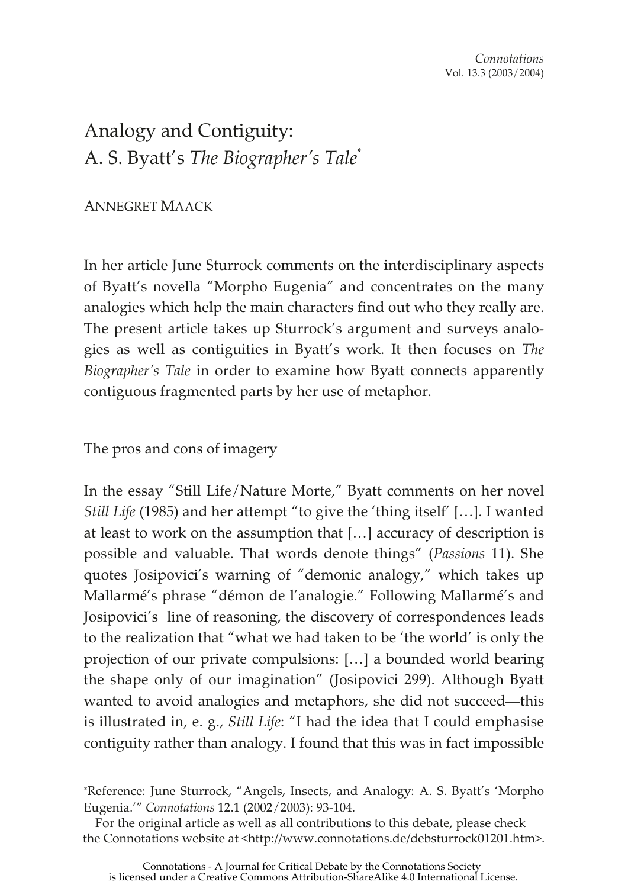# Analogy and Contiguity: A. S. Byatt's *The Biographer's Tale*[*]

ANNEGRET MAACK

In her article June Sturrock comments on the interdisciplinary aspects of Byatt's novella "Morpho Eugenia" and concentrates on the many analogies which help the main characters find out who they really are. The present article takes up Sturrock's argument and surveys analogies as well as contiguities in Byatt's work. It then focuses on *The Biographer's Tale* in order to examine how Byatt connects apparently contiguous fragmented parts by her use of metaphor.

## The pros and cons of imagery

In the essay "Still Life/Nature Morte," Byatt comments on her novel *Still Life* (1985) and her attempt "to give the 'thing itself' […]. I wanted at least to work on the assumption that […] accuracy of description is possible and valuable. That words denote things" (*Passions* 11). She quotes Josipovici's warning of "demonic analogy," which takes up Mallarmé's phrase "démon de l'analogie." Following Mallarmé's and Josipovici's line of reasoning, the discovery of correspondences leads to the realization that "what we had taken to be 'the world' is only the projection of our private compulsions: […] a bounded world bearing the shape only of our imagination" (Josipovici 299). Although Byatt wanted to avoid analogies and metaphors, she did not succeed—this is illustrated in, e. g., *Still Life*: "I had the idea that I could emphasise contiguity rather than analogy. I found that this was in fact impossible

---

[*]Reference: June Sturrock, "Angels, Insects, and Analogy: A. S. Byatt's 'Morpho Eugenia.'" *Connotations* 12.1 (2002/2003): 93-104.

For the original article as well as all contributions to this debate, please check the Connotations website at <http://www.connotations.de/debsturrock01201.htm>.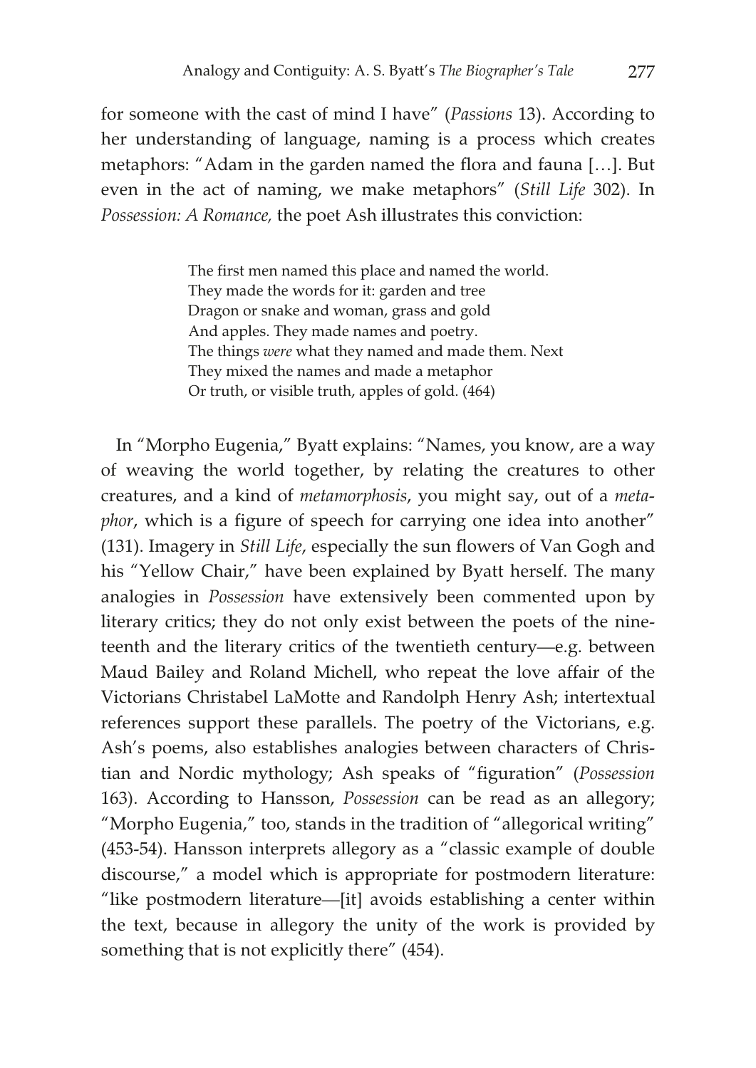for someone with the cast of mind I have" (*Passions* 13). According to her understanding of language, naming is a process which creates metaphors: "Adam in the garden named the flora and fauna […]. But even in the act of naming, we make metaphors" (*Still Life* 302). In *Possession: A Romance,* the poet Ash illustrates this conviction:

> The first men named this place and named the world.
> They made the words for it: garden and tree
> Dragon or snake and woman, grass and gold
> And apples. They made names and poetry.
> The things *were* what they named and made them. Next
> They mixed the names and made a metaphor
> Or truth, or visible truth, apples of gold. (464)

In "Morpho Eugenia," Byatt explains: "Names, you know, are a way of weaving the world together, by relating the creatures to other creatures, and a kind of *metamorphosis*, you might say, out of a *metaphor*, which is a figure of speech for carrying one idea into another" (131). Imagery in *Still Life*, especially the sun flowers of Van Gogh and his "Yellow Chair," have been explained by Byatt herself. The many analogies in *Possession* have extensively been commented upon by literary critics; they do not only exist between the poets of the nineteenth and the literary critics of the twentieth century—e.g. between Maud Bailey and Roland Michell, who repeat the love affair of the Victorians Christabel LaMotte and Randolph Henry Ash; intertextual references support these parallels. The poetry of the Victorians, e.g. Ash's poems, also establishes analogies between characters of Christian and Nordic mythology; Ash speaks of "figuration" (*Possession* 163). According to Hansson, *Possession* can be read as an allegory; "Morpho Eugenia," too, stands in the tradition of "allegorical writing" (453-54). Hansson interprets allegory as a "classic example of double discourse," a model which is appropriate for postmodern literature: "like postmodern literature—[it] avoids establishing a center within the text, because in allegory the unity of the work is provided by something that is not explicitly there" (454).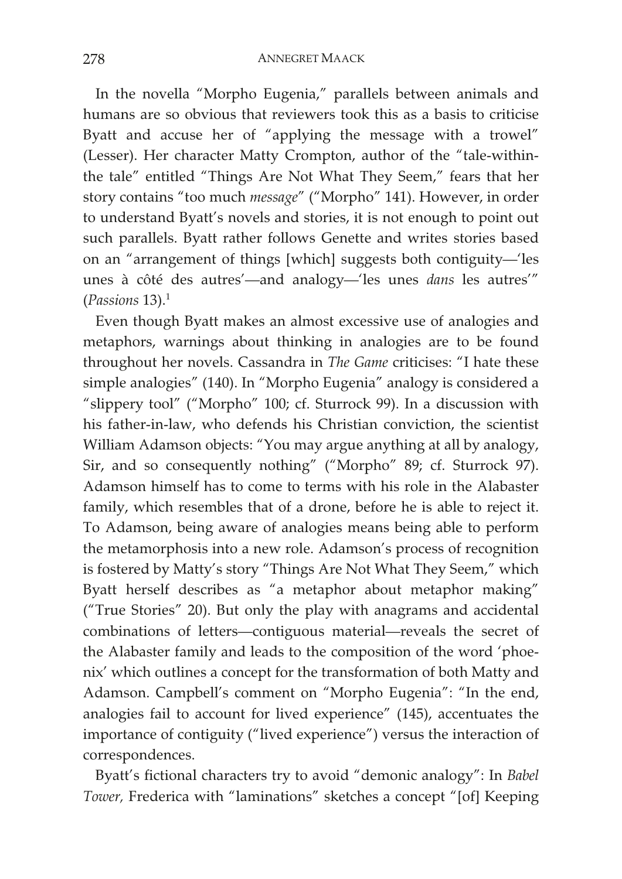In the novella "Morpho Eugenia," parallels between animals and humans are so obvious that reviewers took this as a basis to criticise Byatt and accuse her of "applying the message with a trowel" (Lesser). Her character Matty Crompton, author of the "tale-within-the tale" entitled "Things Are Not What They Seem," fears that her story contains "too much *message*" ("Morpho" 141). However, in order to understand Byatt's novels and stories, it is not enough to point out such parallels. Byatt rather follows Genette and writes stories based on an "arrangement of things [which] suggests both contiguity—'les unes à côté des autres'—and analogy—'les unes *dans* les autres'" (*Passions* 13).[1]

Even though Byatt makes an almost excessive use of analogies and metaphors, warnings about thinking in analogies are to be found throughout her novels. Cassandra in *The Game* criticises: "I hate these simple analogies" (140). In "Morpho Eugenia" analogy is considered a "slippery tool" ("Morpho" 100; cf. Sturrock 99). In a discussion with his father-in-law, who defends his Christian conviction, the scientist William Adamson objects: "You may argue anything at all by analogy, Sir, and so consequently nothing" ("Morpho" 89; cf. Sturrock 97). Adamson himself has to come to terms with his role in the Alabaster family, which resembles that of a drone, before he is able to reject it. To Adamson, being aware of analogies means being able to perform the metamorphosis into a new role. Adamson's process of recognition is fostered by Matty's story "Things Are Not What They Seem," which Byatt herself describes as "a metaphor about metaphor making" ("True Stories" 20). But only the play with anagrams and accidental combinations of letters—contiguous material—reveals the secret of the Alabaster family and leads to the composition of the word 'phoenix' which outlines a concept for the transformation of both Matty and Adamson. Campbell's comment on "Morpho Eugenia": "In the end, analogies fail to account for lived experience" (145), accentuates the importance of contiguity ("lived experience") versus the interaction of correspondences.

Byatt's fictional characters try to avoid "demonic analogy": In *Babel Tower*, Frederica with "laminations" sketches a concept "[of] Keeping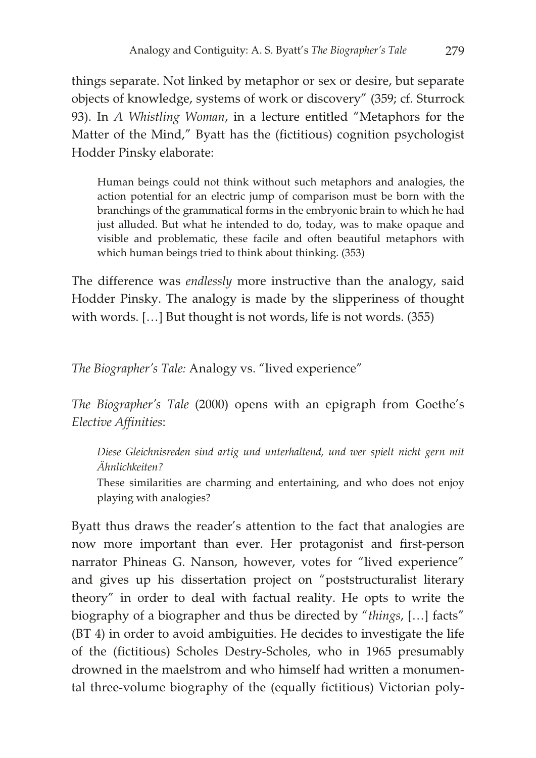things separate. Not linked by metaphor or sex or desire, but separate objects of knowledge, systems of work or discovery" (359; cf. Sturrock 93). In *A Whistling Woman*, in a lecture entitled "Metaphors for the Matter of the Mind," Byatt has the (fictitious) cognition psychologist Hodder Pinsky elaborate:

> Human beings could not think without such metaphors and analogies, the action potential for an electric jump of comparison must be born with the branchings of the grammatical forms in the embryonic brain to which he had just alluded. But what he intended to do, today, was to make opaque and visible and problematic, these facile and often beautiful metaphors with which human beings tried to think about thinking. (353)

The difference was *endlessly* more instructive than the analogy, said Hodder Pinsky. The analogy is made by the slipperiness of thought with words. […] But thought is not words, life is not words. (355)

## *The Biographer's Tale:* Analogy vs. "lived experience"

*The Biographer's Tale* (2000) opens with an epigraph from Goethe's *Elective Affinities*:

> *Diese Gleichnisreden sind artig und unterhaltend, und wer spielt nicht gern mit Ähnlichkeiten?*
>
> These similarities are charming and entertaining, and who does not enjoy playing with analogies?

Byatt thus draws the reader's attention to the fact that analogies are now more important than ever. Her protagonist and first-person narrator Phineas G. Nanson, however, votes for "lived experience" and gives up his dissertation project on "poststructuralist literary theory" in order to deal with factual reality. He opts to write the biography of a biographer and thus be directed by "*things*, […] facts" (BT 4) in order to avoid ambiguities. He decides to investigate the life of the (fictitious) Scholes Destry-Scholes, who in 1965 presumably drowned in the maelstrom and who himself had written a monumental three-volume biography of the (equally fictitious) Victorian poly-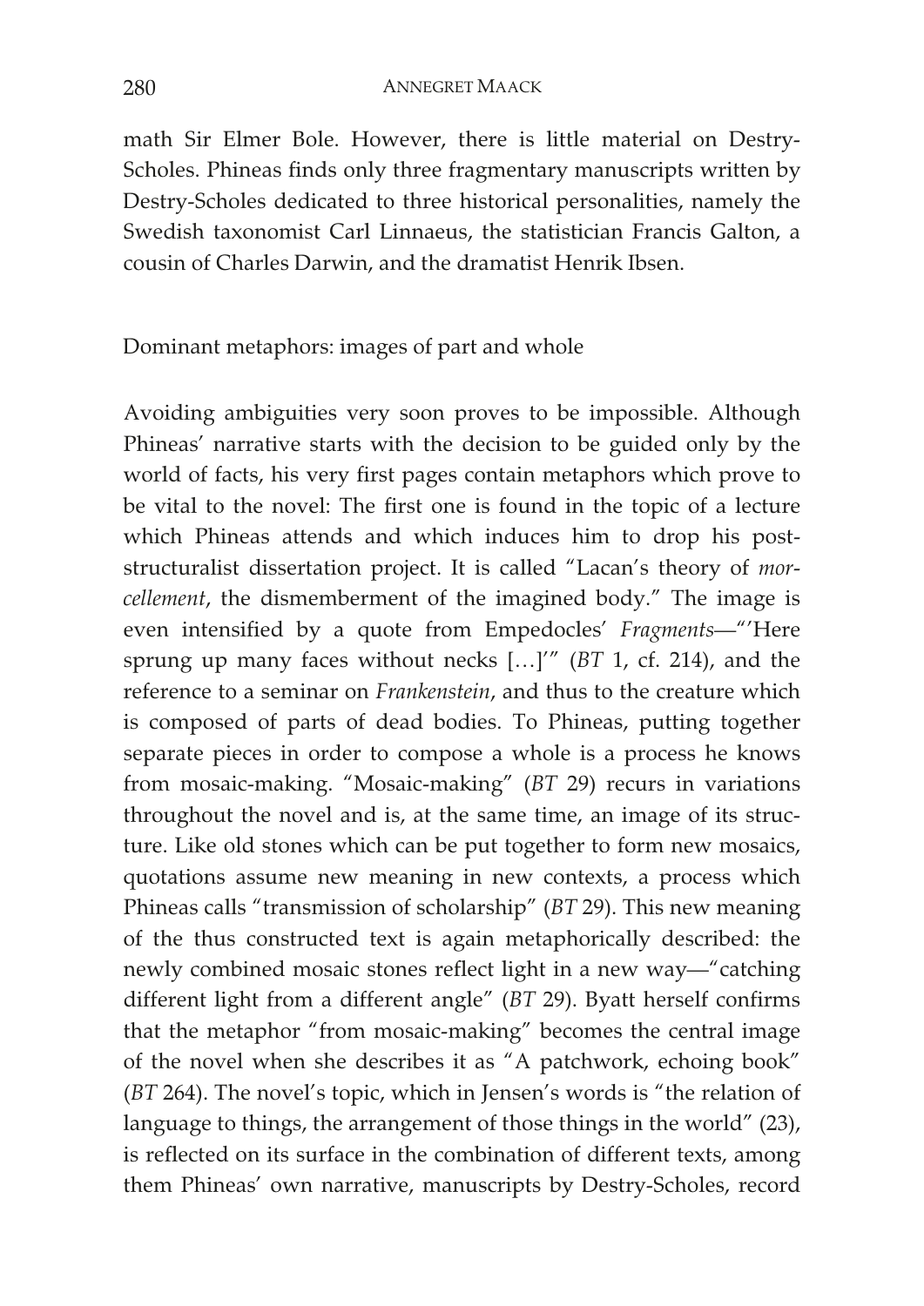math Sir Elmer Bole. However, there is little material on Destry-Scholes. Phineas finds only three fragmentary manuscripts written by Destry-Scholes dedicated to three historical personalities, namely the Swedish taxonomist Carl Linnaeus, the statistician Francis Galton, a cousin of Charles Darwin, and the dramatist Henrik Ibsen.

## Dominant metaphors: images of part and whole

Avoiding ambiguities very soon proves to be impossible. Although Phineas' narrative starts with the decision to be guided only by the world of facts, his very first pages contain metaphors which prove to be vital to the novel: The first one is found in the topic of a lecture which Phineas attends and which induces him to drop his post-structuralist dissertation project. It is called "Lacan's theory of *morcellement*, the dismemberment of the imagined body." The image is even intensified by a quote from Empedocles' *Fragments*—"'Here sprung up many faces without necks […]'" (*BT* 1, cf. 214), and the reference to a seminar on *Frankenstein*, and thus to the creature which is composed of parts of dead bodies. To Phineas, putting together separate pieces in order to compose a whole is a process he knows from mosaic-making. "Mosaic-making" (*BT* 29) recurs in variations throughout the novel and is, at the same time, an image of its structure. Like old stones which can be put together to form new mosaics, quotations assume new meaning in new contexts, a process which Phineas calls "transmission of scholarship" (*BT* 29). This new meaning of the thus constructed text is again metaphorically described: the newly combined mosaic stones reflect light in a new way—"catching different light from a different angle" (*BT* 29). Byatt herself confirms that the metaphor "from mosaic-making" becomes the central image of the novel when she describes it as "A patchwork, echoing book" (*BT* 264). The novel's topic, which in Jensen's words is "the relation of language to things, the arrangement of those things in the world" (23), is reflected on its surface in the combination of different texts, among them Phineas' own narrative, manuscripts by Destry-Scholes, record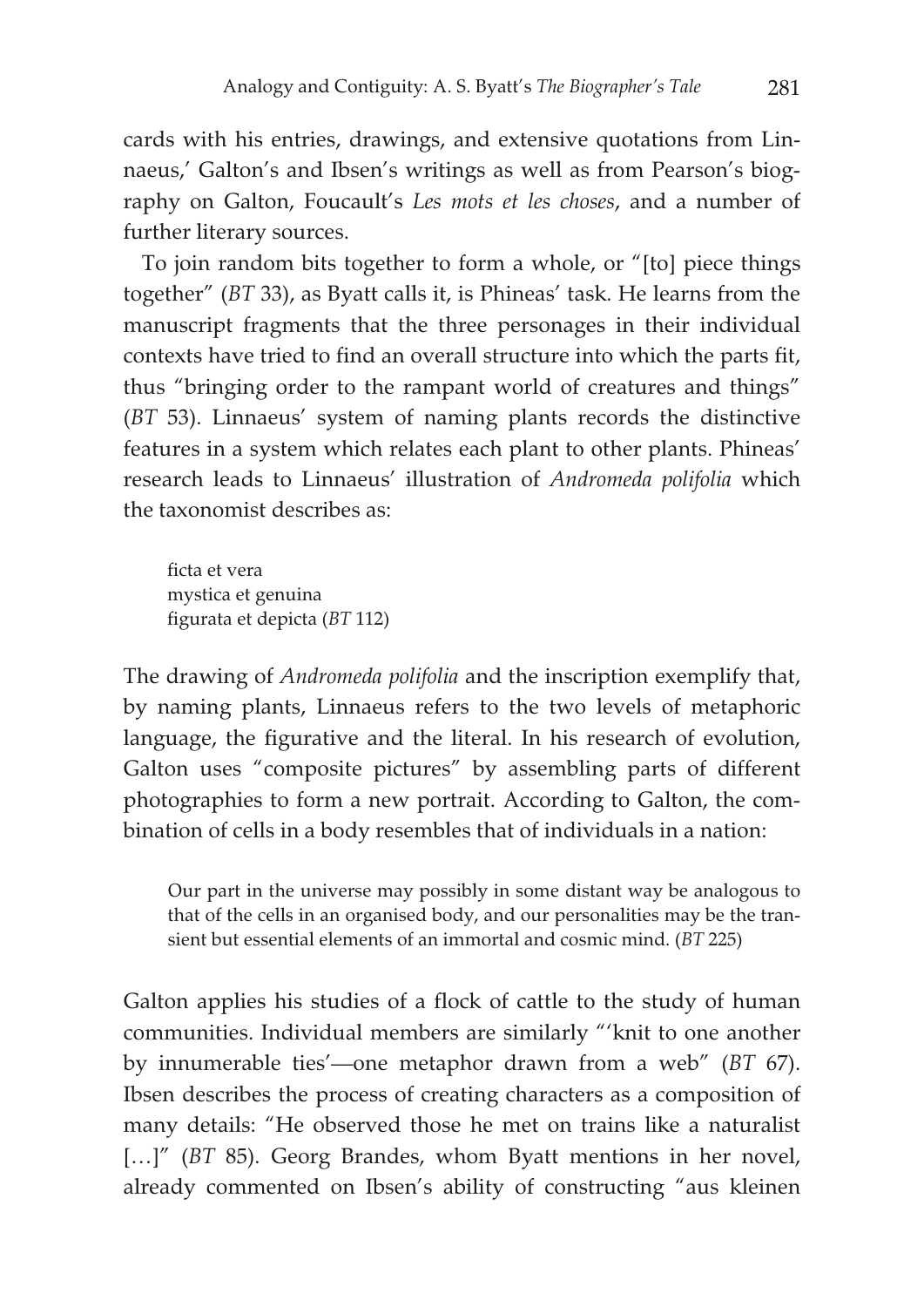cards with his entries, drawings, and extensive quotations from Linnaeus,' Galton's and Ibsen's writings as well as from Pearson's biography on Galton, Foucault's *Les mots et les choses*, and a number of further literary sources.

To join random bits together to form a whole, or "[to] piece things together" (*BT* 33), as Byatt calls it, is Phineas' task. He learns from the manuscript fragments that the three personages in their individual contexts have tried to find an overall structure into which the parts fit, thus "bringing order to the rampant world of creatures and things" (*BT* 53). Linnaeus' system of naming plants records the distinctive features in a system which relates each plant to other plants. Phineas' research leads to Linnaeus' illustration of *Andromeda polifolia* which the taxonomist describes as:

> ficta et vera
> mystica et genuina
> figurata et depicta (*BT* 112)

The drawing of *Andromeda polifolia* and the inscription exemplify that, by naming plants, Linnaeus refers to the two levels of metaphoric language, the figurative and the literal. In his research of evolution, Galton uses "composite pictures" by assembling parts of different photographies to form a new portrait. According to Galton, the combination of cells in a body resembles that of individuals in a nation:

> Our part in the universe may possibly in some distant way be analogous to that of the cells in an organised body, and our personalities may be the transient but essential elements of an immortal and cosmic mind. (*BT* 225)

Galton applies his studies of a flock of cattle to the study of human communities. Individual members are similarly "'knit to one another by innumerable ties'—one metaphor drawn from a web" (*BT* 67). Ibsen describes the process of creating characters as a composition of many details: "He observed those he met on trains like a naturalist […]" (*BT* 85). Georg Brandes, whom Byatt mentions in her novel, already commented on Ibsen's ability of constructing "aus kleinen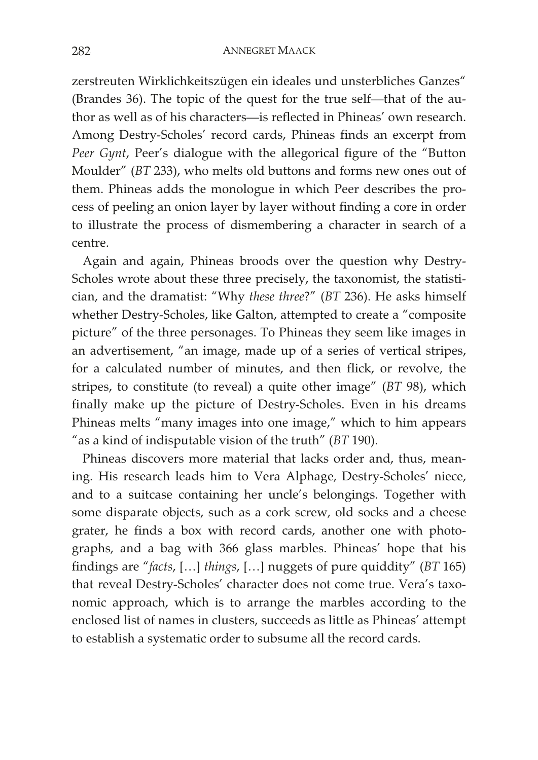zerstreuten Wirklichkeitszügen ein ideales und unsterbliches Ganzes“ (Brandes 36). The topic of the quest for the true self—that of the author as well as of his characters—is reflected in Phineas' own research. Among Destry-Scholes' record cards, Phineas finds an excerpt from *Peer Gynt*, Peer's dialogue with the allegorical figure of the "Button Moulder" (*BT* 233), who melts old buttons and forms new ones out of them. Phineas adds the monologue in which Peer describes the process of peeling an onion layer by layer without finding a core in order to illustrate the process of dismembering a character in search of a centre.

Again and again, Phineas broods over the question why Destry-Scholes wrote about these three precisely, the taxonomist, the statistician, and the dramatist: "Why *these three*?" (*BT* 236). He asks himself whether Destry-Scholes, like Galton, attempted to create a "composite picture" of the three personages. To Phineas they seem like images in an advertisement, "an image, made up of a series of vertical stripes, for a calculated number of minutes, and then flick, or revolve, the stripes, to constitute (to reveal) a quite other image" (*BT* 98), which finally make up the picture of Destry-Scholes. Even in his dreams Phineas melts "many images into one image," which to him appears "as a kind of indisputable vision of the truth" (*BT* 190).

Phineas discovers more material that lacks order and, thus, meaning. His research leads him to Vera Alphage, Destry-Scholes' niece, and to a suitcase containing her uncle's belongings. Together with some disparate objects, such as a cork screw, old socks and a cheese grater, he finds a box with record cards, another one with photographs, and a bag with 366 glass marbles. Phineas' hope that his findings are "*facts*, […] *things*, […] nuggets of pure quiddity" (*BT* 165) that reveal Destry-Scholes' character does not come true. Vera's taxonomic approach, which is to arrange the marbles according to the enclosed list of names in clusters, succeeds as little as Phineas' attempt to establish a systematic order to subsume all the record cards.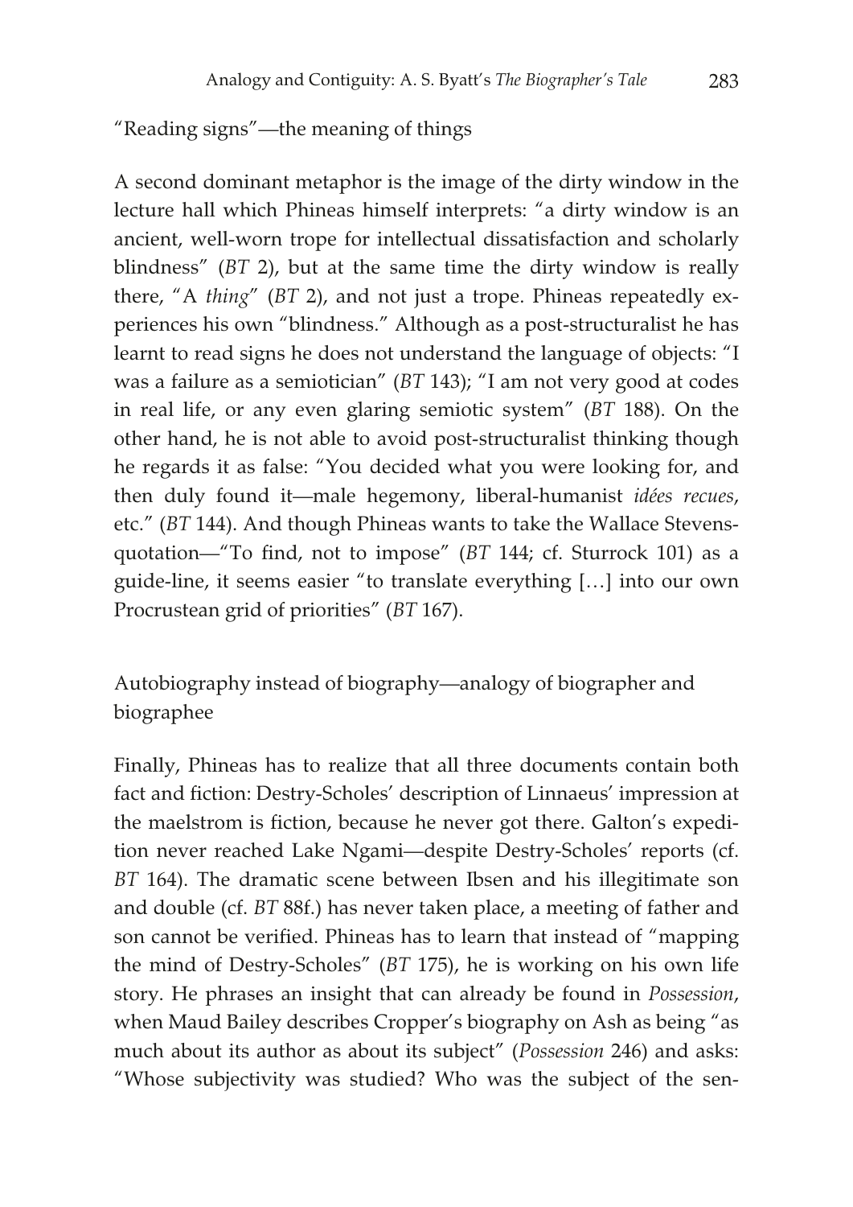## "Reading signs"—the meaning of things

A second dominant metaphor is the image of the dirty window in the lecture hall which Phineas himself interprets: "a dirty window is an ancient, well-worn trope for intellectual dissatisfaction and scholarly blindness" (*BT* 2), but at the same time the dirty window is really there, "A *thing*" (*BT* 2), and not just a trope. Phineas repeatedly experiences his own "blindness." Although as a post-structuralist he has learnt to read signs he does not understand the language of objects: "I was a failure as a semiotician" (*BT* 143); "I am not very good at codes in real life, or any even glaring semiotic system" (*BT* 188). On the other hand, he is not able to avoid post-structuralist thinking though he regards it as false: "You decided what you were looking for, and then duly found it—male hegemony, liberal-humanist *idées recues*, etc." (*BT* 144). And though Phineas wants to take the Wallace Stevens-quotation—"To find, not to impose" (*BT* 144; cf. Sturrock 101) as a guide-line, it seems easier "to translate everything […] into our own Procrustean grid of priorities" (*BT* 167).

## Autobiography instead of biography—analogy of biographer and biographee

Finally, Phineas has to realize that all three documents contain both fact and fiction: Destry-Scholes' description of Linnaeus' impression at the maelstrom is fiction, because he never got there. Galton's expedition never reached Lake Ngami—despite Destry-Scholes' reports (cf. *BT* 164). The dramatic scene between Ibsen and his illegitimate son and double (cf. *BT* 88f.) has never taken place, a meeting of father and son cannot be verified. Phineas has to learn that instead of "mapping the mind of Destry-Scholes" (*BT* 175), he is working on his own life story. He phrases an insight that can already be found in *Possession*, when Maud Bailey describes Cropper's biography on Ash as being "as much about its author as about its subject" (*Possession* 246) and asks: "Whose subjectivity was studied? Who was the subject of the sen-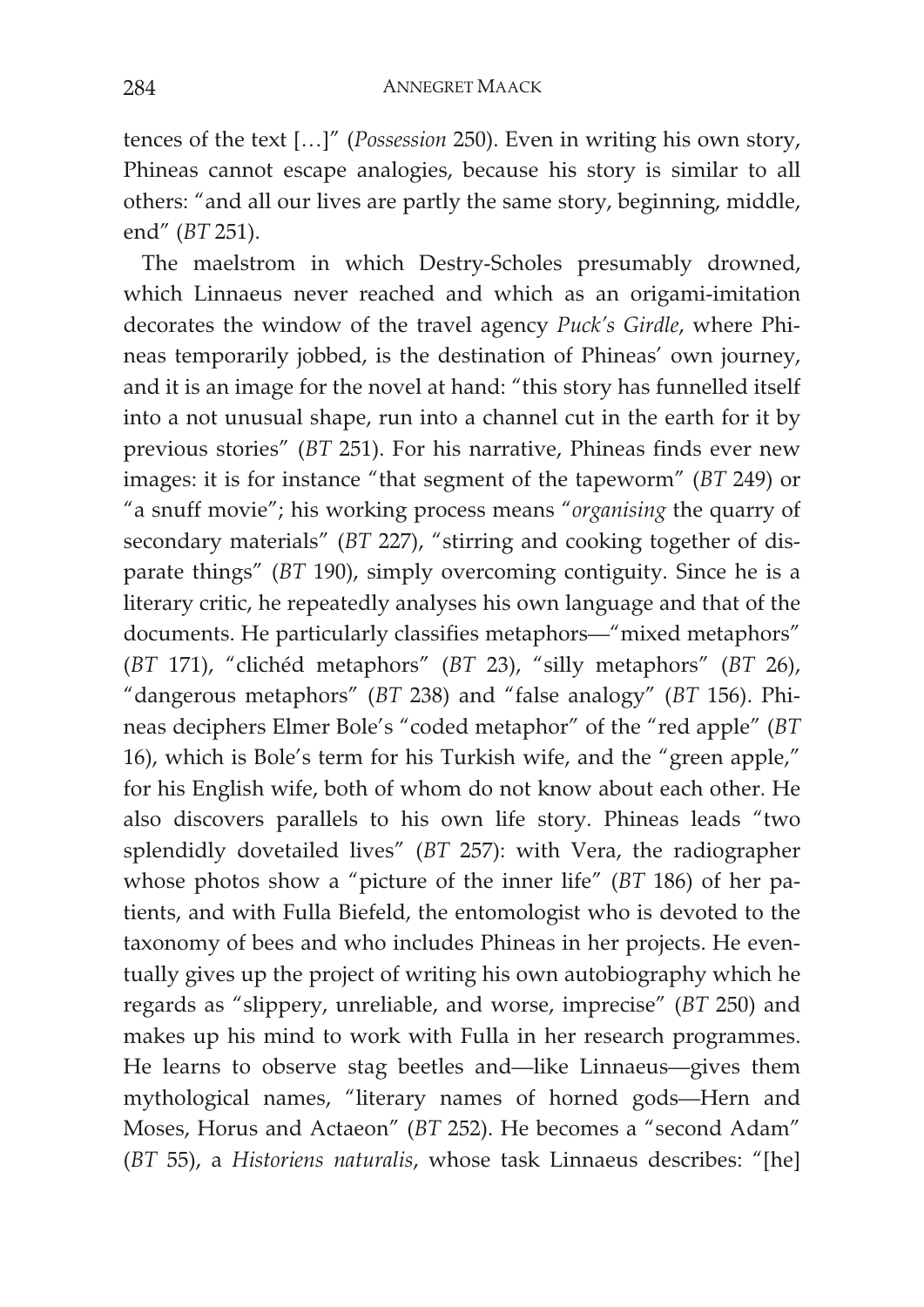tences of the text […]" (*Possession* 250). Even in writing his own story, Phineas cannot escape analogies, because his story is similar to all others: "and all our lives are partly the same story, beginning, middle, end" (*BT* 251).

The maelstrom in which Destry-Scholes presumably drowned, which Linnaeus never reached and which as an origami-imitation decorates the window of the travel agency *Puck's Girdle*, where Phineas temporarily jobbed, is the destination of Phineas' own journey, and it is an image for the novel at hand: "this story has funnelled itself into a not unusual shape, run into a channel cut in the earth for it by previous stories" (*BT* 251). For his narrative, Phineas finds ever new images: it is for instance "that segment of the tapeworm" (*BT* 249) or "a snuff movie"; his working process means "*organising* the quarry of secondary materials" (*BT* 227), "stirring and cooking together of disparate things" (*BT* 190), simply overcoming contiguity. Since he is a literary critic, he repeatedly analyses his own language and that of the documents. He particularly classifies metaphors—"mixed metaphors" (*BT* 171), "clichéd metaphors" (*BT* 23), "silly metaphors" (*BT* 26), "dangerous metaphors" (*BT* 238) and "false analogy" (*BT* 156). Phineas deciphers Elmer Bole's "coded metaphor" of the "red apple" (*BT* 16), which is Bole's term for his Turkish wife, and the "green apple," for his English wife, both of whom do not know about each other. He also discovers parallels to his own life story. Phineas leads "two splendidly dovetailed lives" (*BT* 257): with Vera, the radiographer whose photos show a "picture of the inner life" (*BT* 186) of her patients, and with Fulla Biefeld, the entomologist who is devoted to the taxonomy of bees and who includes Phineas in her projects. He eventually gives up the project of writing his own autobiography which he regards as "slippery, unreliable, and worse, imprecise" (*BT* 250) and makes up his mind to work with Fulla in her research programmes. He learns to observe stag beetles and—like Linnaeus—gives them mythological names, "literary names of horned gods—Hern and Moses, Horus and Actaeon" (*BT* 252). He becomes a "second Adam" (*BT* 55), a *Historiens naturalis*, whose task Linnaeus describes: "[he]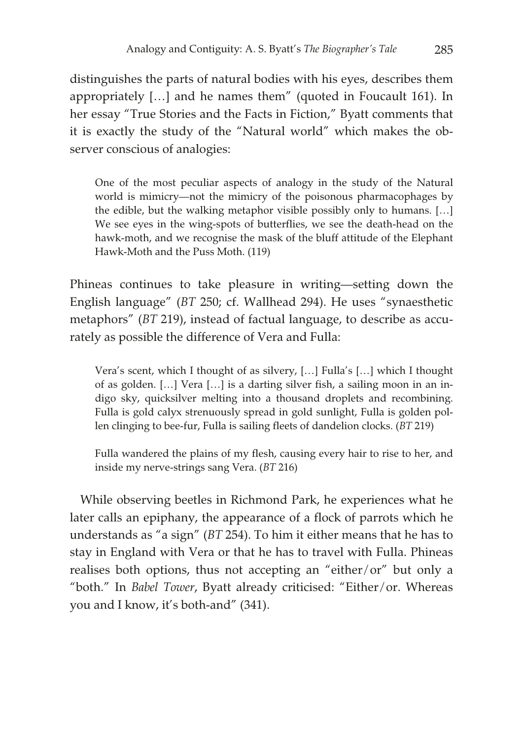distinguishes the parts of natural bodies with his eyes, describes them appropriately […] and he names them" (quoted in Foucault 161). In her essay "True Stories and the Facts in Fiction," Byatt comments that it is exactly the study of the "Natural world" which makes the observer conscious of analogies:

> One of the most peculiar aspects of analogy in the study of the Natural world is mimicry—not the mimicry of the poisonous pharmacophages by the edible, but the walking metaphor visible possibly only to humans. […] We see eyes in the wing-spots of butterflies, we see the death-head on the hawk-moth, and we recognise the mask of the bluff attitude of the Elephant Hawk-Moth and the Puss Moth. (119)

Phineas continues to take pleasure in writing—setting down the English language" (*BT* 250; cf. Wallhead 294). He uses "synaesthetic metaphors" (*BT* 219), instead of factual language, to describe as accurately as possible the difference of Vera and Fulla:

> Vera's scent, which I thought of as silvery, […] Fulla's […] which I thought of as golden. […] Vera […] is a darting silver fish, a sailing moon in an indigo sky, quicksilver melting into a thousand droplets and recombining. Fulla is gold calyx strenuously spread in gold sunlight, Fulla is golden pollen clinging to bee-fur, Fulla is sailing fleets of dandelion clocks. (*BT* 219)

> Fulla wandered the plains of my flesh, causing every hair to rise to her, and inside my nerve-strings sang Vera. (*BT* 216)

While observing beetles in Richmond Park, he experiences what he later calls an epiphany, the appearance of a flock of parrots which he understands as "a sign" (*BT* 254). To him it either means that he has to stay in England with Vera or that he has to travel with Fulla. Phineas realises both options, thus not accepting an "either/or" but only a "both." In *Babel Tower*, Byatt already criticised: "Either/or. Whereas you and I know, it's both-and" (341).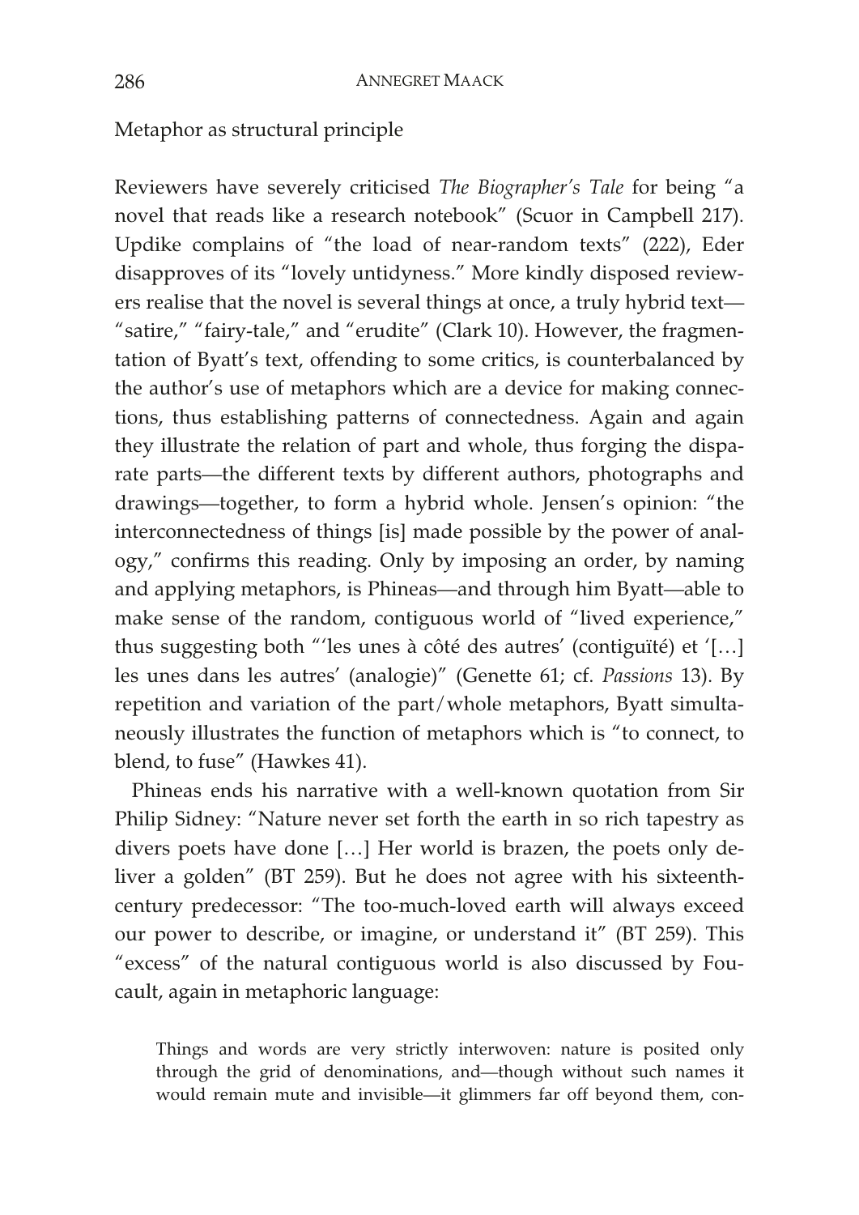## Metaphor as structural principle

Reviewers have severely criticised *The Biographer's Tale* for being "a novel that reads like a research notebook" (Scuor in Campbell 217). Updike complains of "the load of near-random texts" (222), Eder disapproves of its "lovely untidyness." More kindly disposed reviewers realise that the novel is several things at once, a truly hybrid text—"satire," "fairy-tale," and "erudite" (Clark 10). However, the fragmentation of Byatt's text, offending to some critics, is counterbalanced by the author's use of metaphors which are a device for making connections, thus establishing patterns of connectedness. Again and again they illustrate the relation of part and whole, thus forging the disparate parts—the different texts by different authors, photographs and drawings—together, to form a hybrid whole. Jensen's opinion: "the interconnectedness of things [is] made possible by the power of analogy," confirms this reading. Only by imposing an order, by naming and applying metaphors, is Phineas—and through him Byatt—able to make sense of the random, contiguous world of "lived experience," thus suggesting both "'les unes à côté des autres' (contiguïté) et '[…] les unes dans les autres' (analogie)" (Genette 61; cf. *Passions* 13). By repetition and variation of the part/whole metaphors, Byatt simultaneously illustrates the function of metaphors which is "to connect, to blend, to fuse" (Hawkes 41).

Phineas ends his narrative with a well-known quotation from Sir Philip Sidney: "Nature never set forth the earth in so rich tapestry as divers poets have done […] Her world is brazen, the poets only deliver a golden" (BT 259). But he does not agree with his sixteenth-century predecessor: "The too-much-loved earth will always exceed our power to describe, or imagine, or understand it" (BT 259). This "excess" of the natural contiguous world is also discussed by Foucault, again in metaphoric language:

> Things and words are very strictly interwoven: nature is posited only through the grid of denominations, and—though without such names it would remain mute and invisible—it glimmers far off beyond them, con-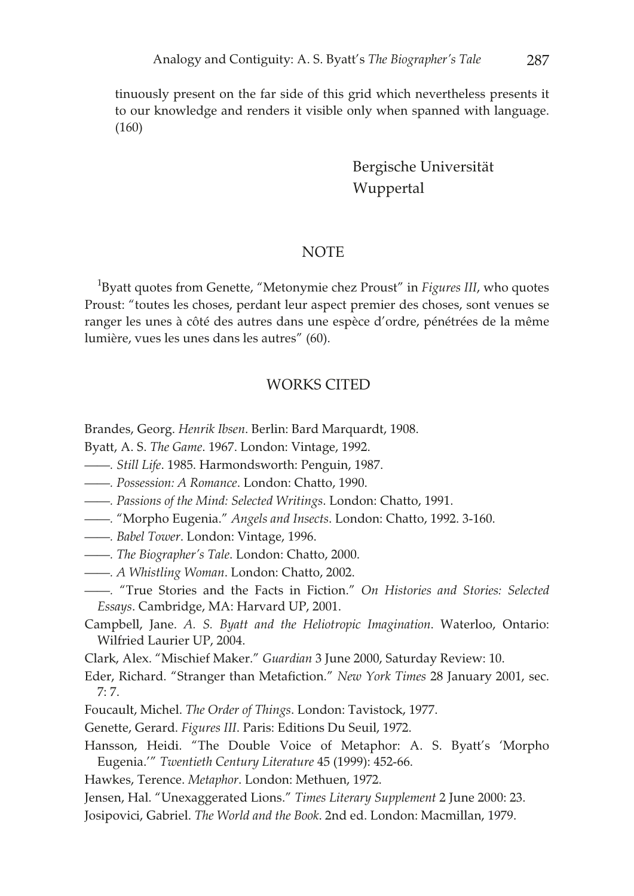tinuously present on the far side of this grid which nevertheless presents it to our knowledge and renders it visible only when spanned with language. (160)

Bergische Universität
Wuppertal

## NOTE

[1]Byatt quotes from Genette, "Metonymie chez Proust" in *Figures III*, who quotes Proust: "toutes les choses, perdant leur aspect premier des choses, sont venues se ranger les unes à côté des autres dans une espèce d'ordre, pénétrées de la même lumière, vues les unes dans les autres" (60).

## WORKS CITED

Brandes, Georg. *Henrik Ibsen*. Berlin: Bard Marquardt, 1908.

Byatt, A. S. *The Game*. 1967. London: Vintage, 1992.

——. *Still Life*. 1985. Harmondsworth: Penguin, 1987.

——. *Possession: A Romance*. London: Chatto, 1990.

——. *Passions of the Mind: Selected Writings*. London: Chatto, 1991.

——. "Morpho Eugenia." *Angels and Insects*. London: Chatto, 1992. 3-160.

——. *Babel Tower*. London: Vintage, 1996.

——. *The Biographer's Tale*. London: Chatto, 2000.

——. *A Whistling Woman*. London: Chatto, 2002.

——. "True Stories and the Facts in Fiction." *On Histories and Stories: Selected Essays*. Cambridge, MA: Harvard UP, 2001.

Campbell, Jane. *A. S. Byatt and the Heliotropic Imagination*. Waterloo, Ontario: Wilfried Laurier UP, 2004.

Clark, Alex. "Mischief Maker." *Guardian* 3 June 2000, Saturday Review: 10.

Eder, Richard. "Stranger than Metafiction." *New York Times* 28 January 2001, sec. 7: 7.

Foucault, Michel. *The Order of Things*. London: Tavistock, 1977.

Genette, Gerard. *Figures III*. Paris: Editions Du Seuil, 1972.

Hansson, Heidi. "The Double Voice of Metaphor: A. S. Byatt's 'Morpho Eugenia.'" *Twentieth Century Literature* 45 (1999): 452-66.

Hawkes, Terence. *Metaphor*. London: Methuen, 1972.

Jensen, Hal. "Unexaggerated Lions." *Times Literary Supplement* 2 June 2000: 23.

Josipovici, Gabriel. *The World and the Book*. 2nd ed. London: Macmillan, 1979.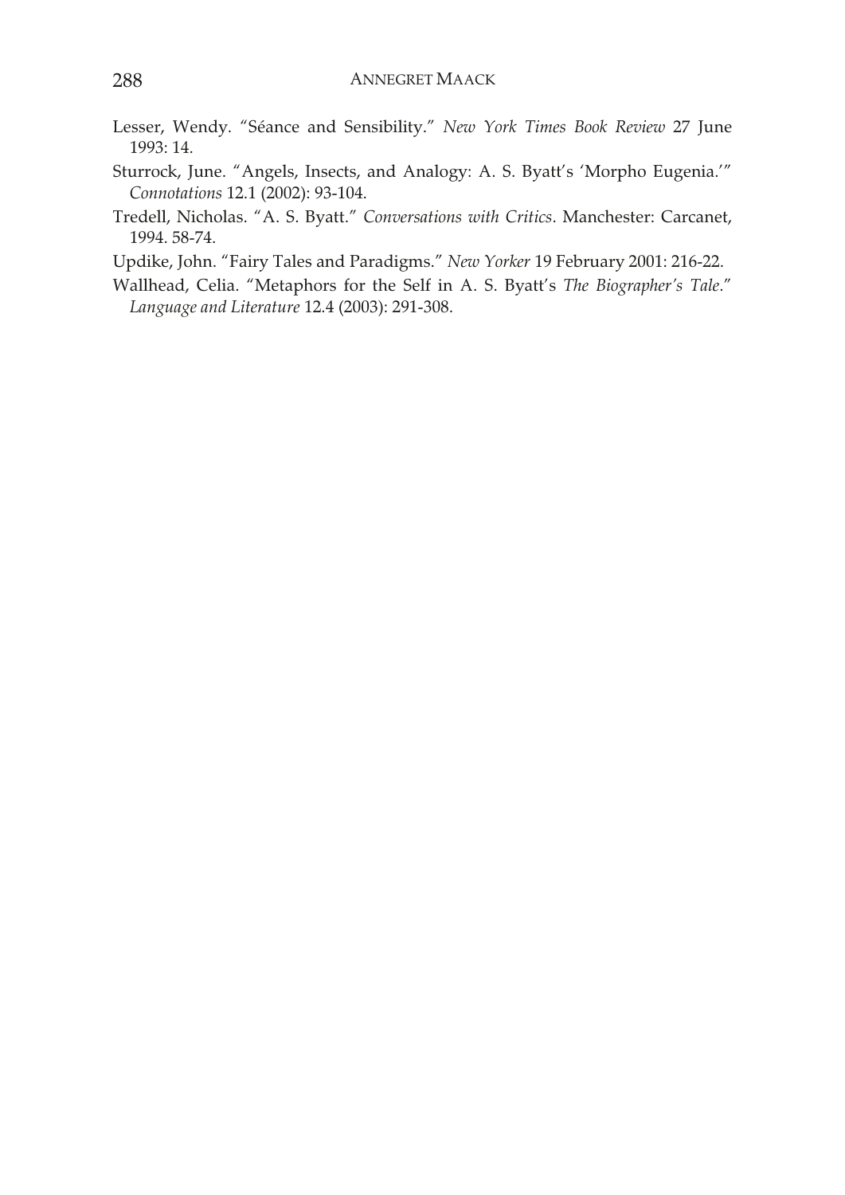Lesser, Wendy. "Séance and Sensibility." *New York Times Book Review* 27 June 1993: 14.

Sturrock, June. "Angels, Insects, and Analogy: A. S. Byatt's 'Morpho Eugenia.'" *Connotations* 12.1 (2002): 93-104.

Tredell, Nicholas. "A. S. Byatt." *Conversations with Critics*. Manchester: Carcanet, 1994. 58-74.

Updike, John. "Fairy Tales and Paradigms." *New Yorker* 19 February 2001: 216-22.

Wallhead, Celia. "Metaphors for the Self in A. S. Byatt's *The Biographer's Tale*." *Language and Literature* 12.4 (2003): 291-308.